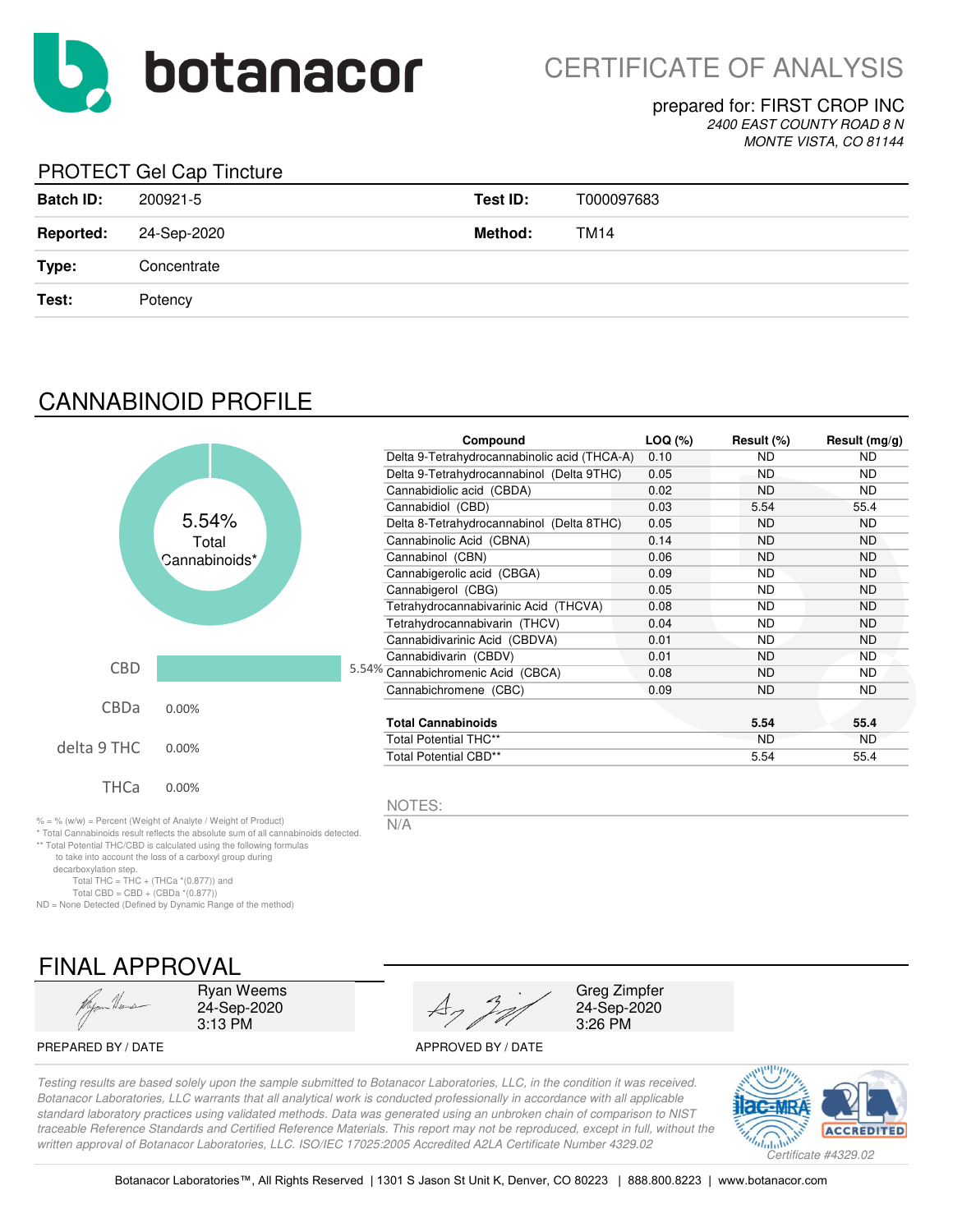# botanacor

# CERTIFICATE OF ANALYSIS

prepared for: FIRST CROP INC
*2400 EAST COUNTY ROAD 8 N*
*MONTE VISTA, CO 81144*

## PROTECT Gel Cap Tincture

| | | | |
|---|---|---|---|
| **Batch ID:** | 200921-5 | **Test ID:** | T000097683 |
| **Reported:** | 24-Sep-2020 | **Method:** | TM14 |
| **Type:** | Concentrate | | |
| **Test:** | Potency | | |

## CANNABINOID PROFILE

5.54% Total Cannabinoids*

| | |
|---|---|
| CBD | 5.54% |
| CBDa | 0.00% |
| delta 9 THC | 0.00% |
| THCa | 0.00% |

| Compound | LOQ (%) | Result (%) | Result (mg/g) |
|---|---|---|---|
| Delta 9-Tetrahydrocannabinolic acid (THCA-A) | 0.10 | ND | ND |
| Delta 9-Tetrahydrocannabinol (Delta 9THC) | 0.05 | ND | ND |
| Cannabidiolic acid (CBDA) | 0.02 | ND | ND |
| Cannabidiol (CBD) | 0.03 | 5.54 | 55.4 |
| Delta 8-Tetrahydrocannabinol (Delta 8THC) | 0.05 | ND | ND |
| Cannabinolic Acid (CBNA) | 0.14 | ND | ND |
| Cannabinol (CBN) | 0.06 | ND | ND |
| Cannabigerolic acid (CBGA) | 0.09 | ND | ND |
| Cannabigerol (CBG) | 0.05 | ND | ND |
| Tetrahydrocannabivarinic Acid (THCVA) | 0.08 | ND | ND |
| Tetrahydrocannabivarin (THCV) | 0.04 | ND | ND |
| Cannabidivarinic Acid (CBDVA) | 0.01 | ND | ND |
| Cannabidivarin (CBDV) | 0.01 | ND | ND |
| Cannabichromenic Acid (CBCA) | 0.08 | ND | ND |
| Cannabichromene (CBC) | 0.09 | ND | ND |
| **Total Cannabinoids** | | **5.54** | **55.4** |
| Total Potential THC** | | ND | ND |
| Total Potential CBD** | | 5.54 | 55.4 |

% = % (w/w) = Percent (Weight of Analyte / Weight of Product)
* Total Cannabinoids result reflects the absolute sum of all cannabinoids detected.
** Total Potential THC/CBD is calculated using the following formulas to take into account the loss of a carboxyl group during decarboxylation step.
Total THC = THC + (THCa *(0.877)) and
Total CBD = CBD + (CBDa *(0.877))
ND = None Detected (Defined by Dynamic Range of the method)

NOTES:
N/A

## FINAL APPROVAL

| PREPARED BY / DATE | APPROVED BY / DATE |
|---|---|
| Ryan Weems<br>24-Sep-2020<br>3:13 PM | Greg Zimpfer<br>24-Sep-2020<br>3:26 PM |

*Testing results are based solely upon the sample submitted to Botanacor Laboratories, LLC, in the condition it was received. Botanacor Laboratories, LLC warrants that all analytical work is conducted professionally in accordance with all applicable standard laboratory practices using validated methods. Data was generated using an unbroken chain of comparison to NIST traceable Reference Standards and Certified Reference Materials. This report may not be reproduced, except in full, without the written approval of Botanacor Laboratories, LLC. ISO/IEC 17025:2005 Accredited A2LA Certificate Number 4329.02*

ilac-MRA A2LA ACCREDITED *Certificate #4329.02*

Botanacor Laboratories™, All Rights Reserved | 1301 S Jason St Unit K, Denver, CO 80223 | 888.800.8223 | www.botanacor.com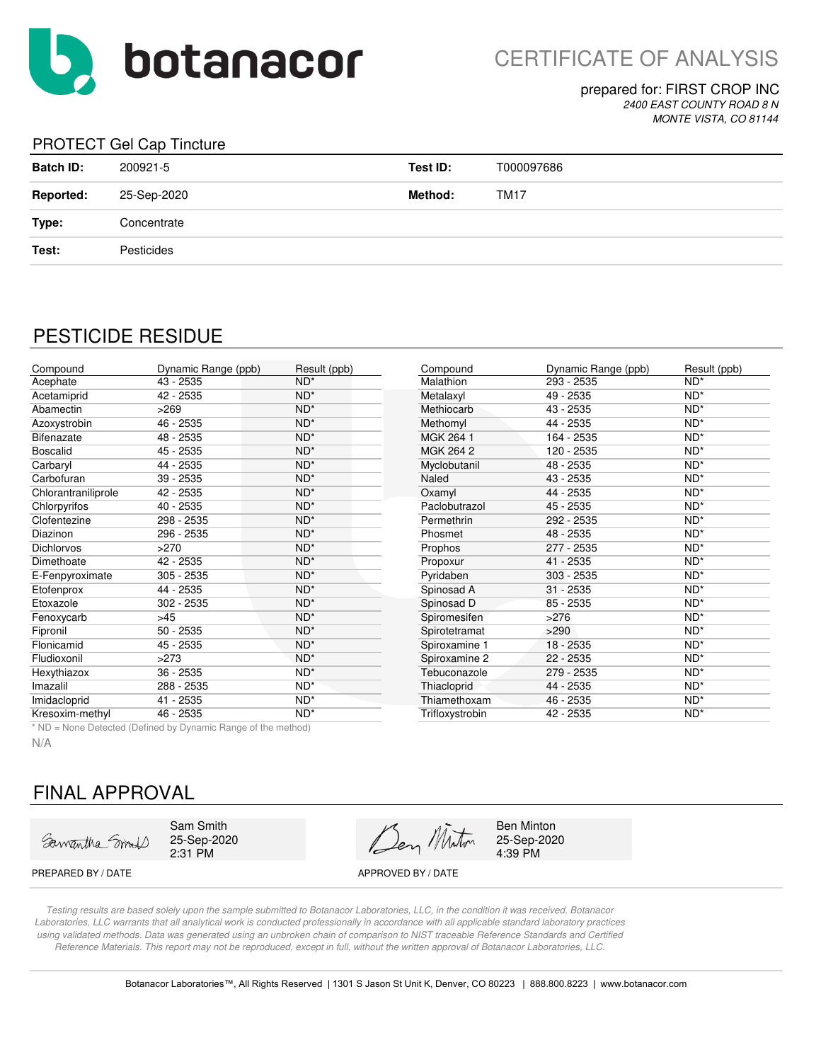# botanacor

## CERTIFICATE OF ANALYSIS

prepared for: FIRST CROP INC
*2400 EAST COUNTY ROAD 8 N*
*MONTE VISTA, CO 81144*

## PROTECT Gel Cap Tincture

| | | | |
|---|---|---|---|
| **Batch ID:** | 200921-5 | **Test ID:** | T000097686 |
| **Reported:** | 25-Sep-2020 | **Method:** | TM17 |
| **Type:** | Concentrate | | |
| **Test:** | Pesticides | | |

## PESTICIDE RESIDUE

| Compound | Dynamic Range (ppb) | Result (ppb) |
|---|---|---|
| Acephate | 43 - 2535 | ND* |
| Acetamiprid | 42 - 2535 | ND* |
| Abamectin | >269 | ND* |
| Azoxystrobin | 46 - 2535 | ND* |
| Bifenazate | 48 - 2535 | ND* |
| Boscalid | 45 - 2535 | ND* |
| Carbaryl | 44 - 2535 | ND* |
| Carbofuran | 39 - 2535 | ND* |
| Chlorantraniliprole | 42 - 2535 | ND* |
| Chlorpyrifos | 40 - 2535 | ND* |
| Clofentezine | 298 - 2535 | ND* |
| Diazinon | 296 - 2535 | ND* |
| Dichlorvos | >270 | ND* |
| Dimethoate | 42 - 2535 | ND* |
| E-Fenpyroximate | 305 - 2535 | ND* |
| Etofenprox | 44 - 2535 | ND* |
| Etoxazole | 302 - 2535 | ND* |
| Fenoxycarb | >45 | ND* |
| Fipronil | 50 - 2535 | ND* |
| Flonicamid | 45 - 2535 | ND* |
| Fludioxonil | >273 | ND* |
| Hexythiazox | 36 - 2535 | ND* |
| Imazalil | 288 - 2535 | ND* |
| Imidacloprid | 41 - 2535 | ND* |
| Kresoxim-methyl | 46 - 2535 | ND* |
| Malathion | 293 - 2535 | ND* |
| Metalaxyl | 49 - 2535 | ND* |
| Methiocarb | 43 - 2535 | ND* |
| Methomyl | 44 - 2535 | ND* |
| MGK 264 1 | 164 - 2535 | ND* |
| MGK 264 2 | 120 - 2535 | ND* |
| Myclobutanil | 48 - 2535 | ND* |
| Naled | 43 - 2535 | ND* |
| Oxamyl | 44 - 2535 | ND* |
| Paclobutrazol | 45 - 2535 | ND* |
| Permethrin | 292 - 2535 | ND* |
| Phosmet | 48 - 2535 | ND* |
| Prophos | 277 - 2535 | ND* |
| Propoxur | 41 - 2535 | ND* |
| Pyridaben | 303 - 2535 | ND* |
| Spinosad A | 31 - 2535 | ND* |
| Spinosad D | 85 - 2535 | ND* |
| Spiromesifen | >276 | ND* |
| Spirotetramat | >290 | ND* |
| Spiroxamine 1 | 18 - 2535 | ND* |
| Spiroxamine 2 | 22 - 2535 | ND* |
| Tebuconazole | 279 - 2535 | ND* |
| Thiacloprid | 44 - 2535 | ND* |
| Thiamethoxam | 46 - 2535 | ND* |
| Trifloxystrobin | 42 - 2535 | ND* |

\* ND = None Detected (Defined by Dynamic Range of the method)

N/A

## FINAL APPROVAL

| PREPARED BY / DATE | APPROVED BY / DATE |
|---|---|
| Sam Smith, 25-Sep-2020, 2:31 PM | Ben Minton, 25-Sep-2020, 4:39 PM |

*Testing results are based solely upon the sample submitted to Botanacor Laboratories, LLC, in the condition it was received. Botanacor Laboratories, LLC warrants that all analytical work is conducted professionally in accordance with all applicable standard laboratory practices using validated methods. Data was generated using an unbroken chain of comparison to NIST traceable Reference Standards and Certified Reference Materials. This report may not be reproduced, except in full, without the written approval of Botanacor Laboratories, LLC.*

Botanacor Laboratories™, All Rights Reserved | 1301 S Jason St Unit K, Denver, CO 80223 | 888.800.8223 | www.botanacor.com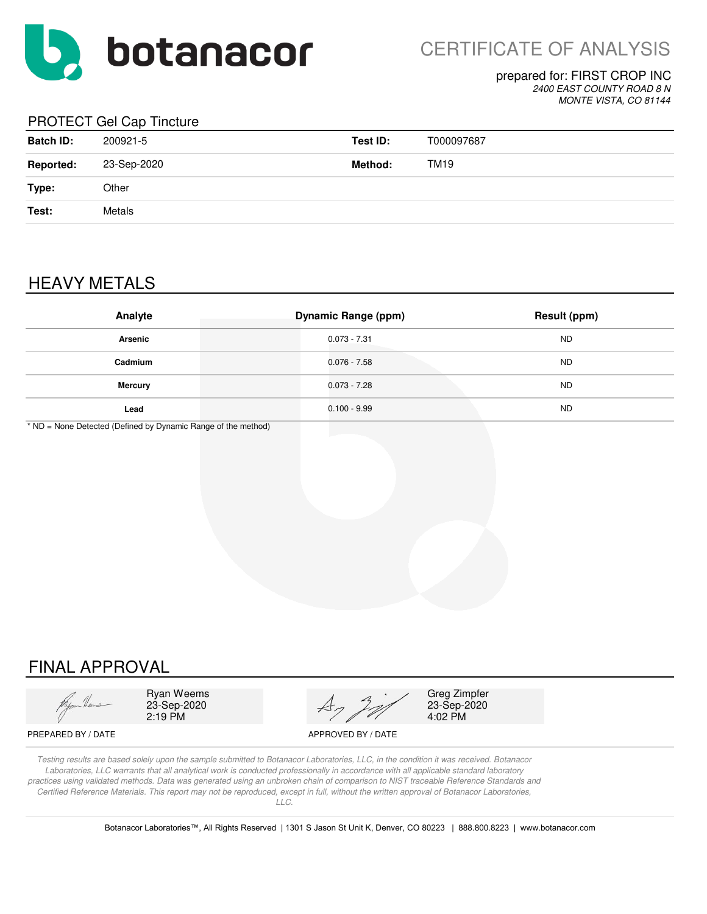botanacor

# CERTIFICATE OF ANALYSIS

prepared for: FIRST CROP INC
*2400 EAST COUNTY ROAD 8 N*
*MONTE VISTA, CO 81144*

## PROTECT Gel Cap Tincture

| | | | |
|---|---|---|---|
| **Batch ID:** | 200921-5 | **Test ID:** | T000097687 |
| **Reported:** | 23-Sep-2020 | **Method:** | TM19 |
| **Type:** | Other | | |
| **Test:** | Metals | | |

## HEAVY METALS

| Analyte | Dynamic Range (ppm) | Result (ppm) |
|---|---|---|
| **Arsenic** | 0.073 - 7.31 | ND |
| **Cadmium** | 0.076 - 7.58 | ND |
| **Mercury** | 0.073 - 7.28 | ND |
| **Lead** | 0.100 - 9.99 | ND |

* ND = None Detected (Defined by Dynamic Range of the method)

## FINAL APPROVAL

| | |
|---|---|
| Ryan Weems<br>23-Sep-2020<br>2:19 PM | Greg Zimpfer<br>23-Sep-2020<br>4:02 PM |
| PREPARED BY / DATE | APPROVED BY / DATE |

*Testing results are based solely upon the sample submitted to Botanacor Laboratories, LLC, in the condition it was received. Botanacor Laboratories, LLC warrants that all analytical work is conducted professionally in accordance with all applicable standard laboratory practices using validated methods. Data was generated using an unbroken chain of comparison to NIST traceable Reference Standards and Certified Reference Materials. This report may not be reproduced, except in full, without the written approval of Botanacor Laboratories, LLC.*

Botanacor Laboratories™, All Rights Reserved | 1301 S Jason St Unit K, Denver, CO 80223 | 888.800.8223 | www.botanacor.com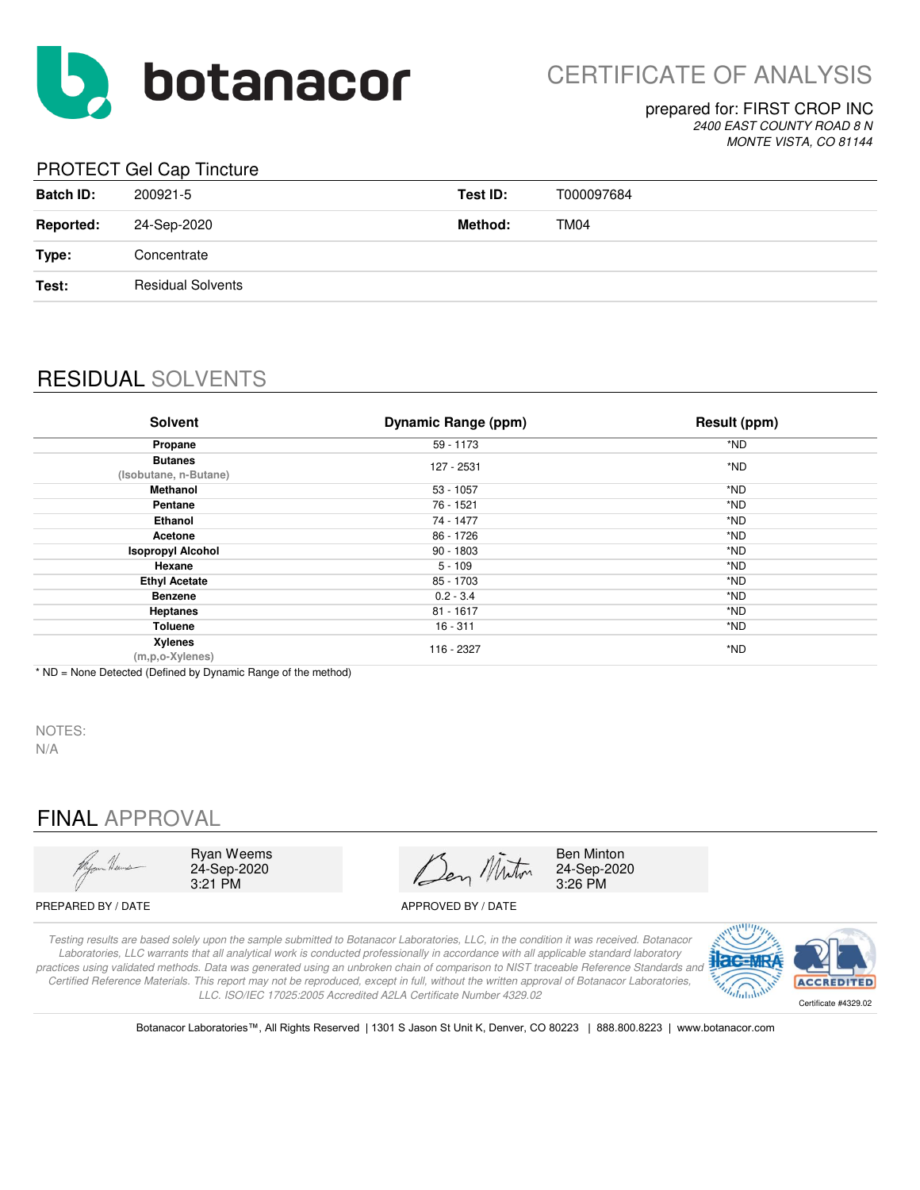# botanacor

CERTIFICATE OF ANALYSIS

prepared for: FIRST CROP INC
*2400 EAST COUNTY ROAD 8 N*
*MONTE VISTA, CO 81144*

## PROTECT Gel Cap Tincture

| | | | |
|---|---|---|---|
| **Batch ID:** | 200921-5 | **Test ID:** | T000097684 |
| **Reported:** | 24-Sep-2020 | **Method:** | TM04 |
| **Type:** | Concentrate | | |
| **Test:** | Residual Solvents | | |

## RESIDUAL SOLVENTS

| Solvent | Dynamic Range (ppm) | Result (ppm) |
|---|---|---|
| **Propane** | 59 - 1173 | *ND |
| **Butanes** (Isobutane, n-Butane) | 127 - 2531 | *ND |
| **Methanol** | 53 - 1057 | *ND |
| **Pentane** | 76 - 1521 | *ND |
| **Ethanol** | 74 - 1477 | *ND |
| **Acetone** | 86 - 1726 | *ND |
| **Isopropyl Alcohol** | 90 - 1803 | *ND |
| **Hexane** | 5 - 109 | *ND |
| **Ethyl Acetate** | 85 - 1703 | *ND |
| **Benzene** | 0.2 - 3.4 | *ND |
| **Heptanes** | 81 - 1617 | *ND |
| **Toluene** | 16 - 311 | *ND |
| **Xylenes** (m,p,o-Xylenes) | 116 - 2327 | *ND |

* ND = None Detected (Defined by Dynamic Range of the method)

NOTES:
N/A

## FINAL APPROVAL

| | |
|---|---|
| Ryan Weems 24-Sep-2020 3:21 PM | Ben Minton 24-Sep-2020 3:26 PM |
| PREPARED BY / DATE | APPROVED BY / DATE |

*Testing results are based solely upon the sample submitted to Botanacor Laboratories, LLC, in the condition it was received. Botanacor Laboratories, LLC warrants that all analytical work is conducted professionally in accordance with all applicable standard laboratory practices using validated methods. Data was generated using an unbroken chain of comparison to NIST traceable Reference Standards and Certified Reference Materials. This report may not be reproduced, except in full, without the written approval of Botanacor Laboratories, LLC. ISO/IEC 17025:2005 Accredited A2LA Certificate Number 4329.02*

Certificate #4329.02

Botanacor Laboratories™, All Rights Reserved | 1301 S Jason St Unit K, Denver, CO 80223 | 888.800.8223 | www.botanacor.com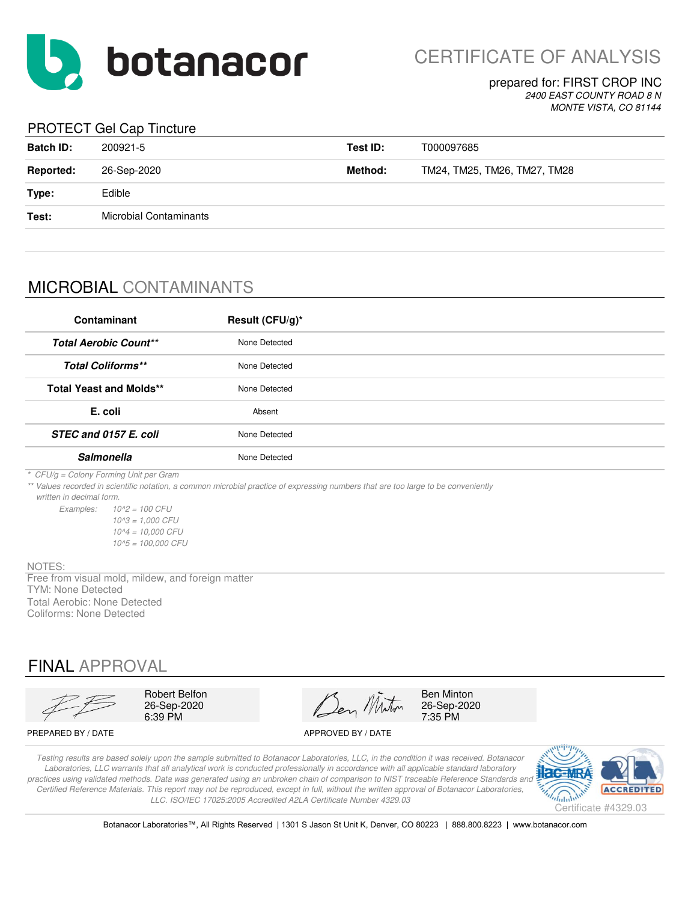# botanacor

## CERTIFICATE OF ANALYSIS

prepared for: FIRST CROP INC
*2400 EAST COUNTY ROAD 8 N*
*MONTE VISTA, CO 81144*

### PROTECT Gel Cap Tincture

| | | | |
|---|---|---|---|
| **Batch ID:** | 200921-5 | **Test ID:** | T000097685 |
| **Reported:** | 26-Sep-2020 | **Method:** | TM24, TM25, TM26, TM27, TM28 |
| **Type:** | Edible | | |
| **Test:** | Microbial Contaminants | | |

## MICROBIAL CONTAMINANTS

| Contaminant | Result (CFU/g)* |
|---|---|
| ***Total Aerobic Count**** | None Detected |
| ***Total Coliforms**** | None Detected |
| **Total Yeast and Molds**** | None Detected |
| **E. coli** | Absent |
| ***STEC and 0157 E. coli*** | None Detected |
| ***Salmonella*** | None Detected |

*\* CFU/g = Colony Forming Unit per Gram*

*\*\* Values recorded in scientific notation, a common microbial practice of expressing numbers that are too large to be conveniently written in decimal form.*

*Examples:*
*10^2 = 100 CFU*
*10^3 = 1,000 CFU*
*10^4 = 10,000 CFU*
*10^5 = 100,000 CFU*

NOTES:
Free from visual mold, mildew, and foreign matter
TYM: None Detected
Total Aerobic: None Detected
Coliforms: None Detected

## FINAL APPROVAL

| | |
|---|---|
| Robert Belfon<br>26-Sep-2020<br>6:39 PM | Ben Minton<br>26-Sep-2020<br>7:35 PM |
| PREPARED BY / DATE | APPROVED BY / DATE |

*Testing results are based solely upon the sample submitted to Botanacor Laboratories, LLC, in the condition it was received. Botanacor Laboratories, LLC warrants that all analytical work is conducted professionally in accordance with all applicable standard laboratory practices using validated methods. Data was generated using an unbroken chain of comparison to NIST traceable Reference Standards and Certified Reference Materials. This report may not be reproduced, except in full, without the written approval of Botanacor Laboratories, LLC. ISO/IEC 17025:2005 Accredited A2LA Certificate Number 4329.03*

Certificate #4329.03

Botanacor Laboratories™, All Rights Reserved | 1301 S Jason St Unit K, Denver, CO 80223 | 888.800.8223 | www.botanacor.com